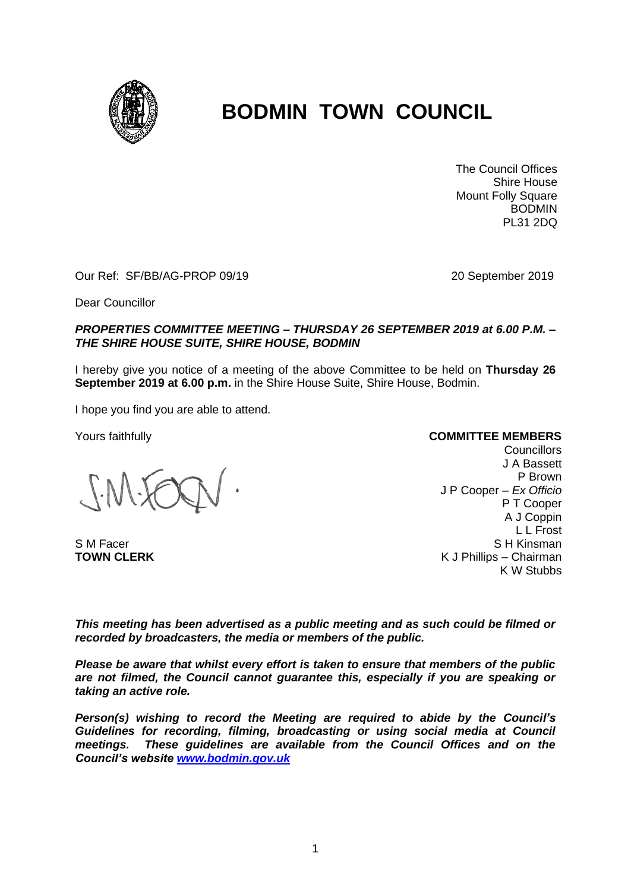# BODMIN TOWN COUNCIL

The Council Offices
Shire House
Mount Folly Square
BODMIN
PL31 2DQ

Our Ref: SF/BB/AG-PROP 09/19

20 September 2019

Dear Councillor

***PROPERTIES COMMITTEE MEETING – THURSDAY 26 SEPTEMBER 2019 at 6.00 P.M. – THE SHIRE HOUSE SUITE, SHIRE HOUSE, BODMIN***

I hereby give you notice of a meeting of the above Committee to be held on **Thursday 26 September 2019 at 6.00 p.m.** in the Shire House Suite, Shire House, Bodmin.

I hope you find you are able to attend.

Yours faithfully

S M Facer
**TOWN CLERK**

**COMMITTEE MEMBERS**
Councillors
J A Bassett
P Brown
J P Cooper – *Ex Officio*
P T Cooper
A J Coppin
L L Frost
S H Kinsman
K J Phillips – Chairman
K W Stubbs

***This meeting has been advertised as a public meeting and as such could be filmed or recorded by broadcasters, the media or members of the public.***

***Please be aware that whilst every effort is taken to ensure that members of the public are not filmed, the Council cannot guarantee this, especially if you are speaking or taking an active role.***

***Person(s) wishing to record the Meeting are required to abide by the Council's Guidelines for recording, filming, broadcasting or using social media at Council meetings. These guidelines are available from the Council Offices and on the Council's website [www.bodmin.gov.uk](http://www.bodmin.gov.uk)***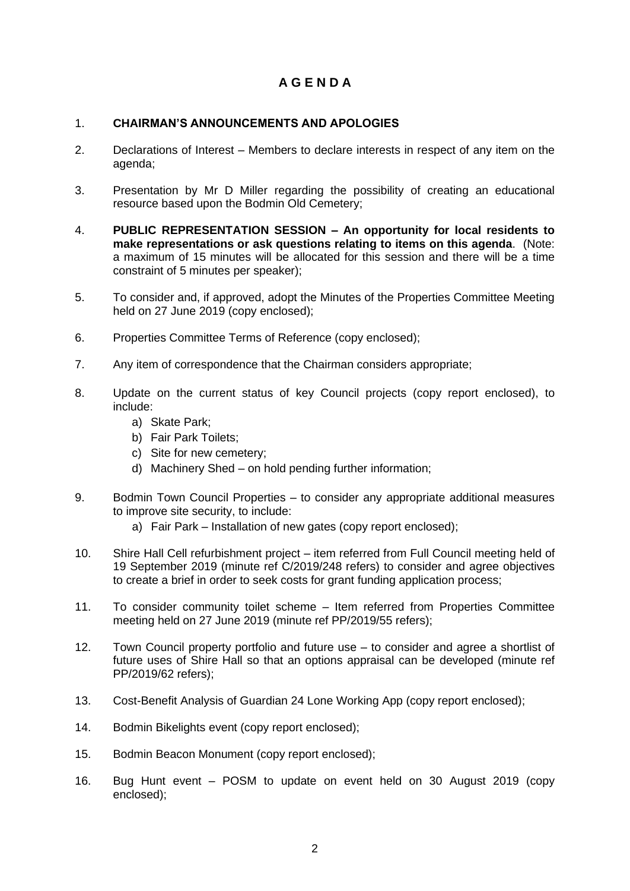# A G E N D A

1. **CHAIRMAN'S ANNOUNCEMENTS AND APOLOGIES**

2. Declarations of Interest – Members to declare interests in respect of any item on the agenda;

3. Presentation by Mr D Miller regarding the possibility of creating an educational resource based upon the Bodmin Old Cemetery;

4. **PUBLIC REPRESENTATION SESSION – An opportunity for local residents to make representations or ask questions relating to items on this agenda**. (Note: a maximum of 15 minutes will be allocated for this session and there will be a time constraint of 5 minutes per speaker);

5. To consider and, if approved, adopt the Minutes of the Properties Committee Meeting held on 27 June 2019 (copy enclosed);

6. Properties Committee Terms of Reference (copy enclosed);

7. Any item of correspondence that the Chairman considers appropriate;

8. Update on the current status of key Council projects (copy report enclosed), to include:
   a) Skate Park;
   b) Fair Park Toilets;
   c) Site for new cemetery;
   d) Machinery Shed – on hold pending further information;

9. Bodmin Town Council Properties – to consider any appropriate additional measures to improve site security, to include:
   a) Fair Park – Installation of new gates (copy report enclosed);

10. Shire Hall Cell refurbishment project – item referred from Full Council meeting held of 19 September 2019 (minute ref C/2019/248 refers) to consider and agree objectives to create a brief in order to seek costs for grant funding application process;

11. To consider community toilet scheme – Item referred from Properties Committee meeting held on 27 June 2019 (minute ref PP/2019/55 refers);

12. Town Council property portfolio and future use – to consider and agree a shortlist of future uses of Shire Hall so that an options appraisal can be developed (minute ref PP/2019/62 refers);

13. Cost-Benefit Analysis of Guardian 24 Lone Working App (copy report enclosed);

14. Bodmin Bikelights event (copy report enclosed);

15. Bodmin Beacon Monument (copy report enclosed);

16. Bug Hunt event – POSM to update on event held on 30 August 2019 (copy enclosed);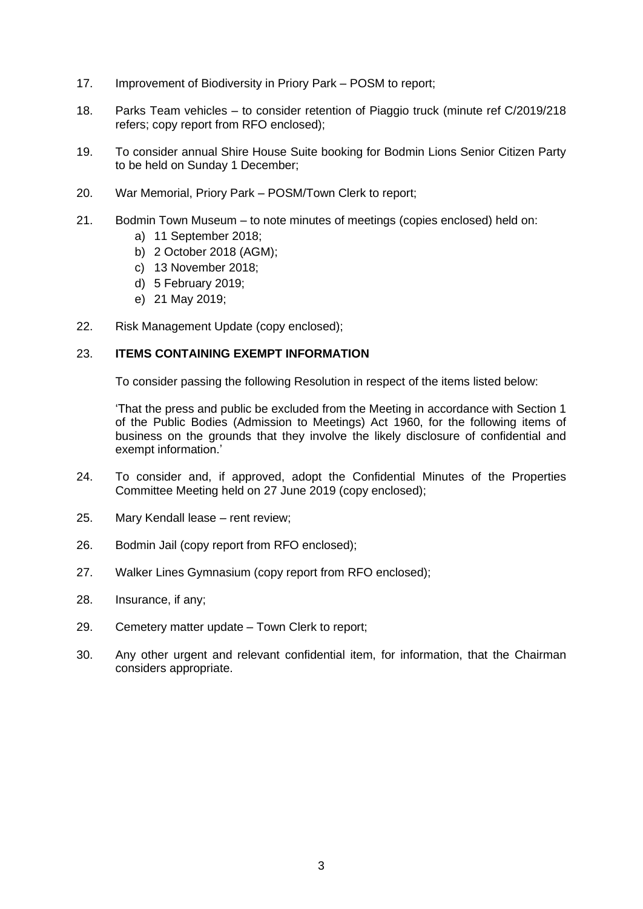17. Improvement of Biodiversity in Priory Park – POSM to report;

18. Parks Team vehicles – to consider retention of Piaggio truck (minute ref C/2019/218 refers; copy report from RFO enclosed);

19. To consider annual Shire House Suite booking for Bodmin Lions Senior Citizen Party to be held on Sunday 1 December;

20. War Memorial, Priory Park – POSM/Town Clerk to report;

21. Bodmin Town Museum – to note minutes of meetings (copies enclosed) held on:
    a) 11 September 2018;
    b) 2 October 2018 (AGM);
    c) 13 November 2018;
    d) 5 February 2019;
    e) 21 May 2019;

22. Risk Management Update (copy enclosed);

23. **ITEMS CONTAINING EXEMPT INFORMATION**

    To consider passing the following Resolution in respect of the items listed below:

    'That the press and public be excluded from the Meeting in accordance with Section 1 of the Public Bodies (Admission to Meetings) Act 1960, for the following items of business on the grounds that they involve the likely disclosure of confidential and exempt information.'

24. To consider and, if approved, adopt the Confidential Minutes of the Properties Committee Meeting held on 27 June 2019 (copy enclosed);

25. Mary Kendall lease – rent review;

26. Bodmin Jail (copy report from RFO enclosed);

27. Walker Lines Gymnasium (copy report from RFO enclosed);

28. Insurance, if any;

29. Cemetery matter update – Town Clerk to report;

30. Any other urgent and relevant confidential item, for information, that the Chairman considers appropriate.